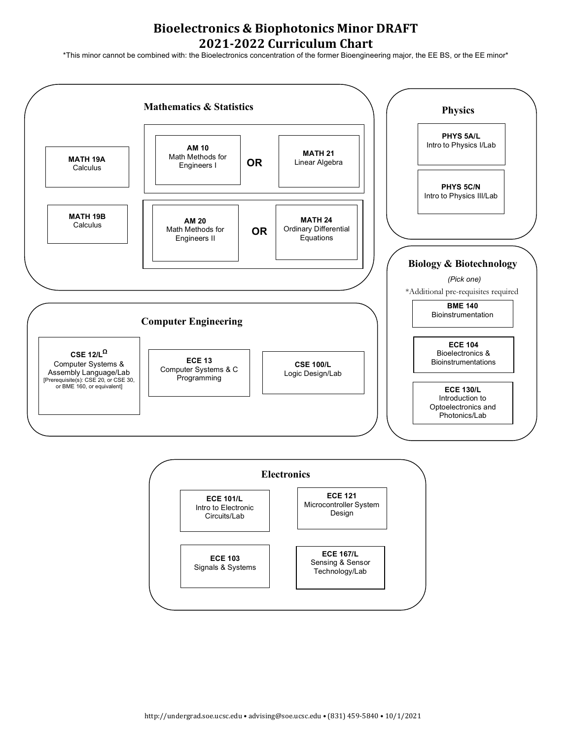# Bioelectronics & Biophotonics Minor DRAFT
# 2021-2022 Curriculum Chart

\*This minor cannot be combined with: the Bioelectronics concentration of the former Bioengineering major, the EE BS, or the EE minor\*

## Mathematics & Statistics

- **MATH 19A** Calculus
- **MATH 19B** Calculus
- **AM 10** Math Methods for Engineers I **OR** **MATH 21** Linear Algebra
- **AM 20** Math Methods for Engineers II **OR** **MATH 24** Ordinary Differential Equations

## Physics

- **PHYS 5A/L** Intro to Physics I/Lab
- **PHYS 5C/N** Intro to Physics III/Lab

## Computer Engineering

- **CSE 12/L**[Ω] Computer Systems & Assembly Language/Lab [Prerequisite(s): CSE 20, or CSE 30, or BME 160, or equivalent]
- **ECE 13** Computer Systems & C Programming
- **CSE 100/L** Logic Design/Lab

## Biology & Biotechnology

*(Pick one)*

\*Additional pre-requisites required

- **BME 140** Bioinstrumentation
- **ECE 104** Bioelectronics & Bioinstrumentations
- **ECE 130/L** Introduction to Optoelectronics and Photonics/Lab

## Electronics

- **ECE 101/L** Intro to Electronic Circuits/Lab
- **ECE 121** Microcontroller System Design
- **ECE 103** Signals & Systems
- **ECE 167/L** Sensing & Sensor Technology/Lab

http://undergrad.soe.ucsc.edu • advising@soe.ucsc.edu • (831) 459-5840 • 10/1/2021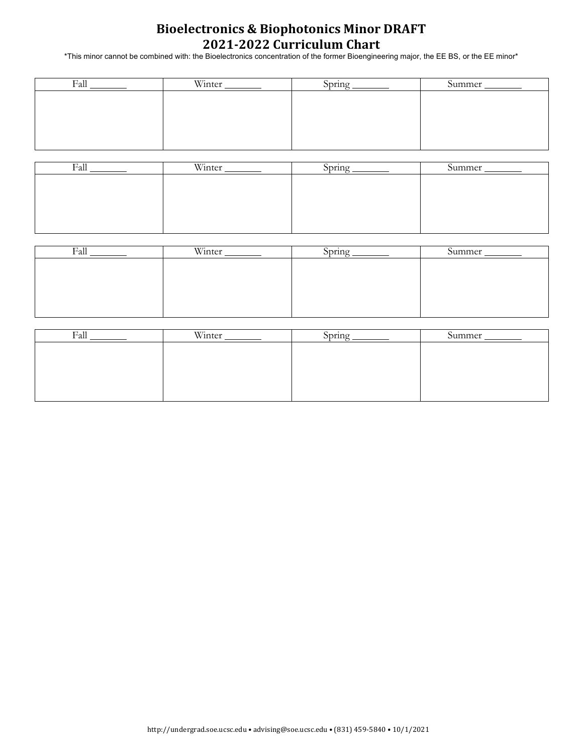# Bioelectronics & Biophotonics Minor DRAFT
# 2021-2022 Curriculum Chart

*This minor cannot be combined with: the Bioelectronics concentration of the former Bioengineering major, the EE BS, or the EE minor*

| Fall _______ | Winter _______ | Spring _______ | Summer _______ |
| --- | --- | --- | --- |
| | | | |

| Fall _______ | Winter _______ | Spring _______ | Summer _______ |
| --- | --- | --- | --- |
| | | | |

| Fall _______ | Winter _______ | Spring _______ | Summer _______ |
| --- | --- | --- | --- |
| | | | |

| Fall _______ | Winter _______ | Spring _______ | Summer _______ |
| --- | --- | --- | --- |
| | | | |

http://undergrad.soe.ucsc.edu • advising@soe.ucsc.edu • (831) 459-5840 • 10/1/2021